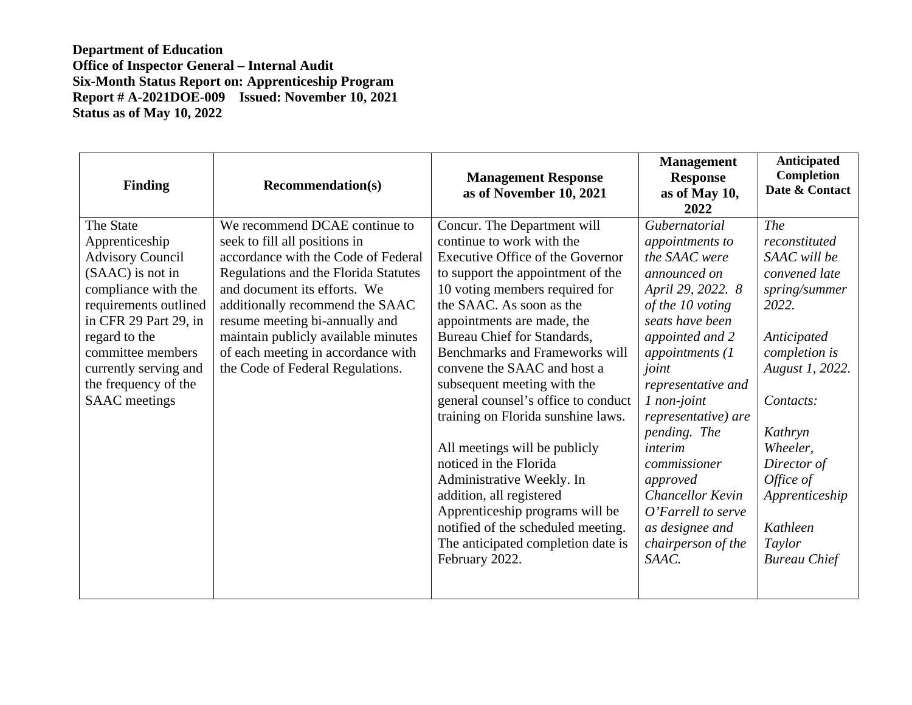**Department of Education**
**Office of Inspector General – Internal Audit**
**Six-Month Status Report on: Apprenticeship Program**
**Report # A-2021DOE-009 Issued: November 10, 2021**
**Status as of May 10, 2022**

| Finding | Recommendation(s) | Management Response as of November 10, 2021 | Management Response as of May 10, 2022 | Anticipated Completion Date & Contact |
|---|---|---|---|---|
| The State Apprenticeship Advisory Council (SAAC) is not in compliance with the requirements outlined in CFR 29 Part 29, in regard to the committee members currently serving and the frequency of the SAAC meetings | We recommend DCAE continue to seek to fill all positions in accordance with the Code of Federal Regulations and the Florida Statutes and document its efforts. We additionally recommend the SAAC resume meeting bi-annually and maintain publicly available minutes of each meeting in accordance with the Code of Federal Regulations. | Concur. The Department will continue to work with the Executive Office of the Governor to support the appointment of the 10 voting members required for the SAAC. As soon as the appointments are made, the Bureau Chief for Standards, Benchmarks and Frameworks will convene the SAAC and host a subsequent meeting with the general counsel's office to conduct training on Florida sunshine laws.<br><br>All meetings will be publicly noticed in the Florida Administrative Weekly. In addition, all registered Apprenticeship programs will be notified of the scheduled meeting. The anticipated completion date is February 2022. | *Gubernatorial appointments to the SAAC were announced on April 29, 2022. 8 of the 10 voting seats have been appointed and 2 appointments (1 joint representative and 1 non-joint representative) are pending. The interim commissioner approved Chancellor Kevin O'Farrell to serve as designee and chairperson of the SAAC.* | *The reconstituted SAAC will be convened late spring/summer 2022.*<br><br>*Anticipated completion is August 1, 2022.*<br><br>*Contacts:*<br><br>*Kathryn Wheeler, Director of Office of Apprenticeship*<br><br>*Kathleen Taylor Bureau Chief* |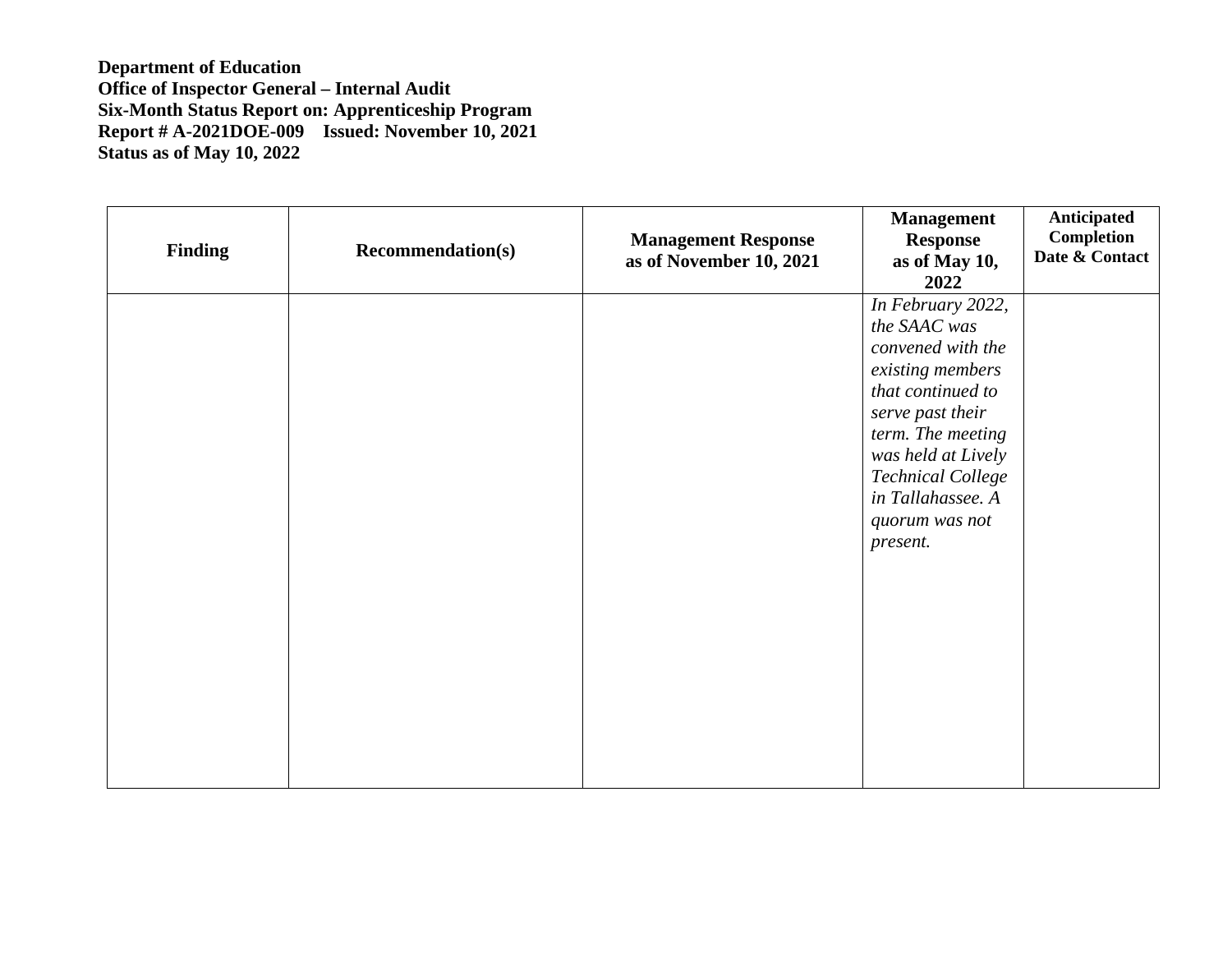**Department of Education**
**Office of Inspector General – Internal Audit**
**Six-Month Status Report on: Apprenticeship Program**
**Report # A-2021DOE-009 Issued: November 10, 2021**
**Status as of May 10, 2022**

| Finding | Recommendation(s) | Management Response as of November 10, 2021 | Management Response as of May 10, 2022 | Anticipated Completion Date & Contact |
|---|---|---|---|---|
| | | | *In February 2022, the SAAC was convened with the existing members that continued to serve past their term. The meeting was held at Lively Technical College in Tallahassee. A quorum was not present.* | |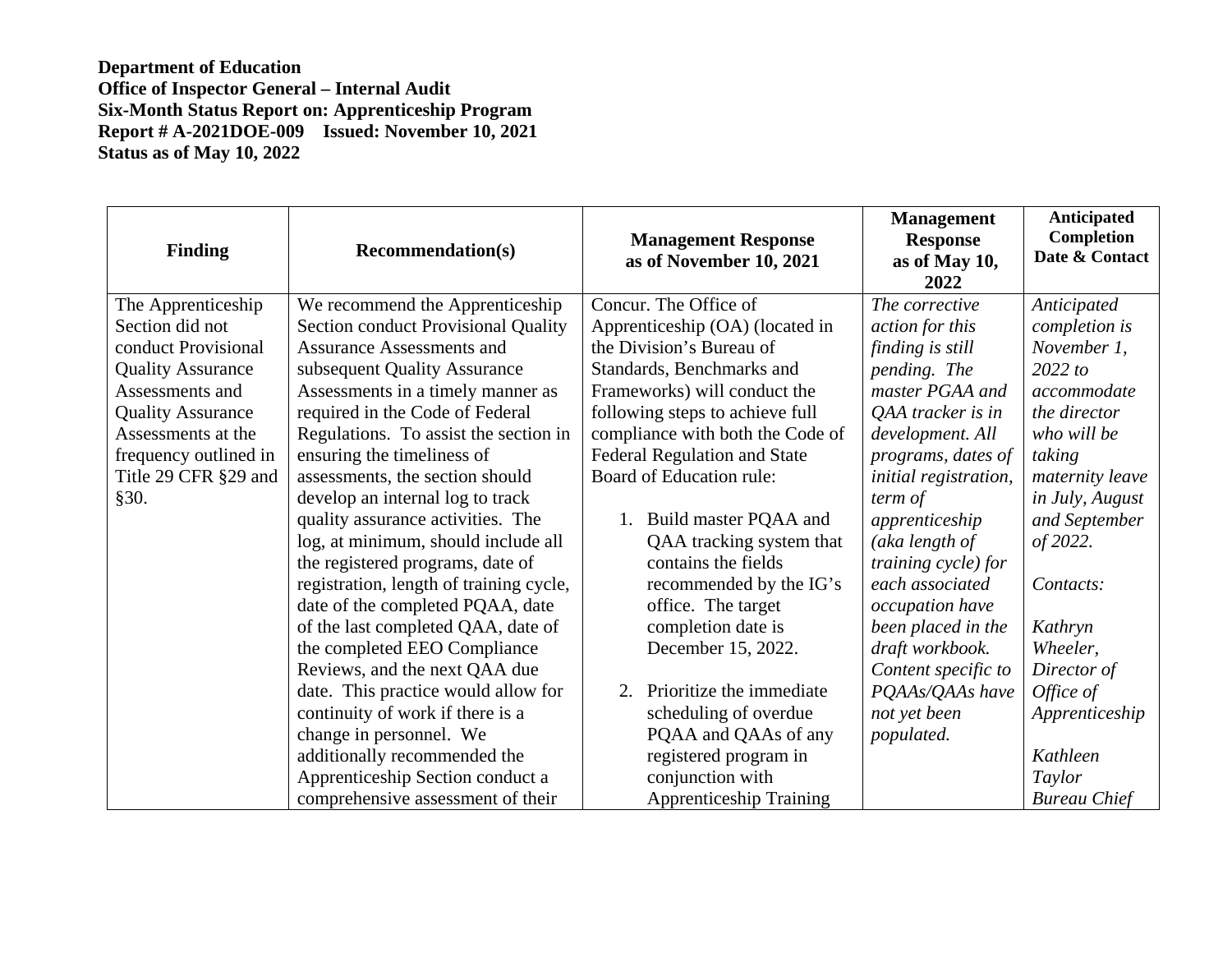**Department of Education**
**Office of Inspector General – Internal Audit**
**Six-Month Status Report on: Apprenticeship Program**
**Report # A-2021DOE-009 Issued: November 10, 2021**
**Status as of May 10, 2022**

| Finding | Recommendation(s) | Management Response as of November 10, 2021 | Management Response as of May 10, 2022 | Anticipated Completion Date & Contact |
|---|---|---|---|---|
| The Apprenticeship Section did not conduct Provisional Quality Assurance Assessments and Quality Assurance Assessments at the frequency outlined in Title 29 CFR §29 and §30. | We recommend the Apprenticeship Section conduct Provisional Quality Assurance Assessments and subsequent Quality Assurance Assessments in a timely manner as required in the Code of Federal Regulations. To assist the section in ensuring the timeliness of assessments, the section should develop an internal log to track quality assurance activities. The log, at minimum, should include all the registered programs, date of registration, length of training cycle, date of the completed PQAA, date of the last completed QAA, date of the completed EEO Compliance Reviews, and the next QAA due date. This practice would allow for continuity of work if there is a change in personnel. We additionally recommended the Apprenticeship Section conduct a comprehensive assessment of their | Concur. The Office of Apprenticeship (OA) (located in the Division's Bureau of Standards, Benchmarks and Frameworks) will conduct the following steps to achieve full compliance with both the Code of Federal Regulation and State Board of Education rule:<br><br>1. Build master PQAA and QAA tracking system that contains the fields recommended by the IG's office. The target completion date is December 15, 2022.<br><br>2. Prioritize the immediate scheduling of overdue PQAA and QAAs of any registered program in conjunction with Apprenticeship Training | *The corrective action for this finding is still pending. The master PGAA and QAA tracker is in development. All programs, dates of initial registration, term of apprenticeship (aka length of training cycle) for each associated occupation have been placed in the draft workbook. Content specific to PQAAs/QAAs have not yet been populated.* | *Anticipated completion is November 1, 2022 to accommodate the director who will be taking maternity leave in July, August and September of 2022.*<br><br>*Contacts:*<br><br>*Kathryn Wheeler, Director of Office of Apprenticeship*<br><br>*Kathleen Taylor Bureau Chief* |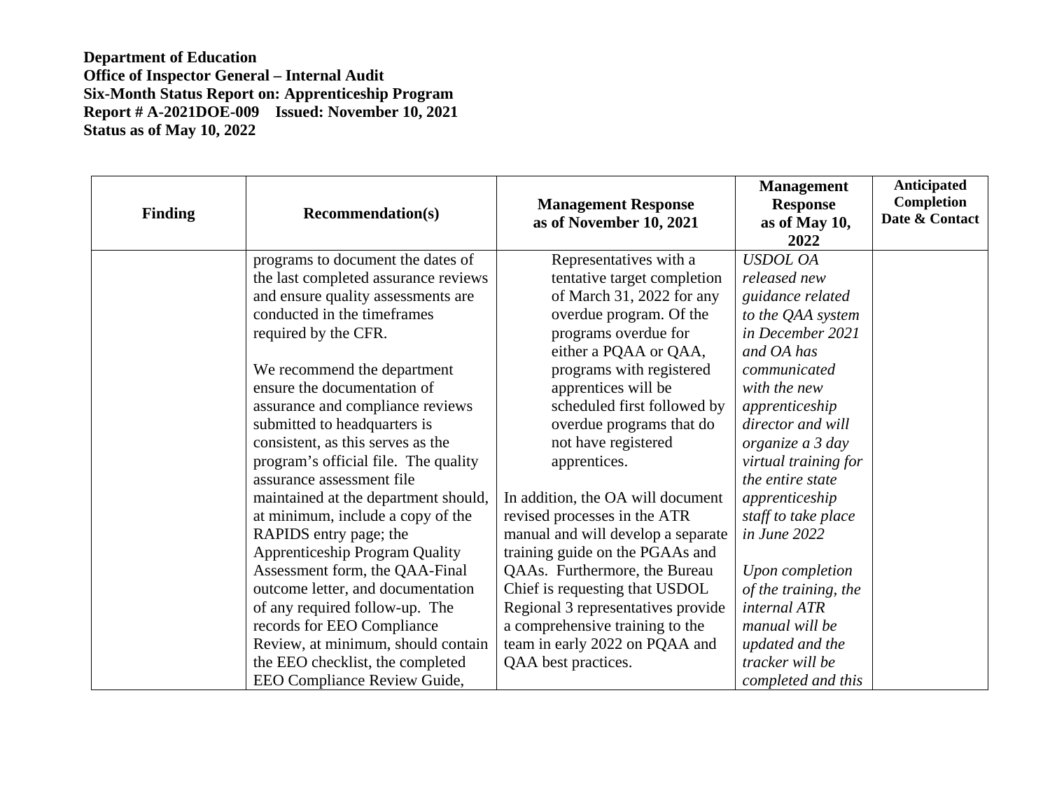**Department of Education**
**Office of Inspector General – Internal Audit**
**Six-Month Status Report on: Apprenticeship Program**
**Report # A-2021DOE-009 Issued: November 10, 2021**
**Status as of May 10, 2022**

| Finding | Recommendation(s) | Management Response as of November 10, 2021 | Management Response as of May 10, 2022 | Anticipated Completion Date & Contact |
|---|---|---|---|---|
| | programs to document the dates of the last completed assurance reviews and ensure quality assessments are conducted in the timeframes required by the CFR.<br><br>We recommend the department ensure the documentation of assurance and compliance reviews submitted to headquarters is consistent, as this serves as the program's official file. The quality assurance assessment file maintained at the department should, at minimum, include a copy of the RAPIDS entry page; the Apprenticeship Program Quality Assessment form, the QAA-Final outcome letter, and documentation of any required follow-up. The records for EEO Compliance Review, at minimum, should contain the EEO checklist, the completed EEO Compliance Review Guide, | Representatives with a tentative target completion of March 31, 2022 for any overdue program. Of the programs overdue for either a PQAA or QAA, programs with registered apprentices will be scheduled first followed by overdue programs that do not have registered apprentices.<br><br>In addition, the OA will document revised processes in the ATR manual and will develop a separate training guide on the PGAAs and QAAs. Furthermore, the Bureau Chief is requesting that USDOL Regional 3 representatives provide a comprehensive training to the team in early 2022 on PQAA and QAA best practices. | *USDOL OA released new guidance related to the QAA system in December 2021 and OA has communicated with the new apprenticeship director and will organize a 3 day virtual training for the entire state apprenticeship staff to take place in June 2022*<br><br>*Upon completion of the training, the internal ATR manual will be updated and the tracker will be completed and this* | |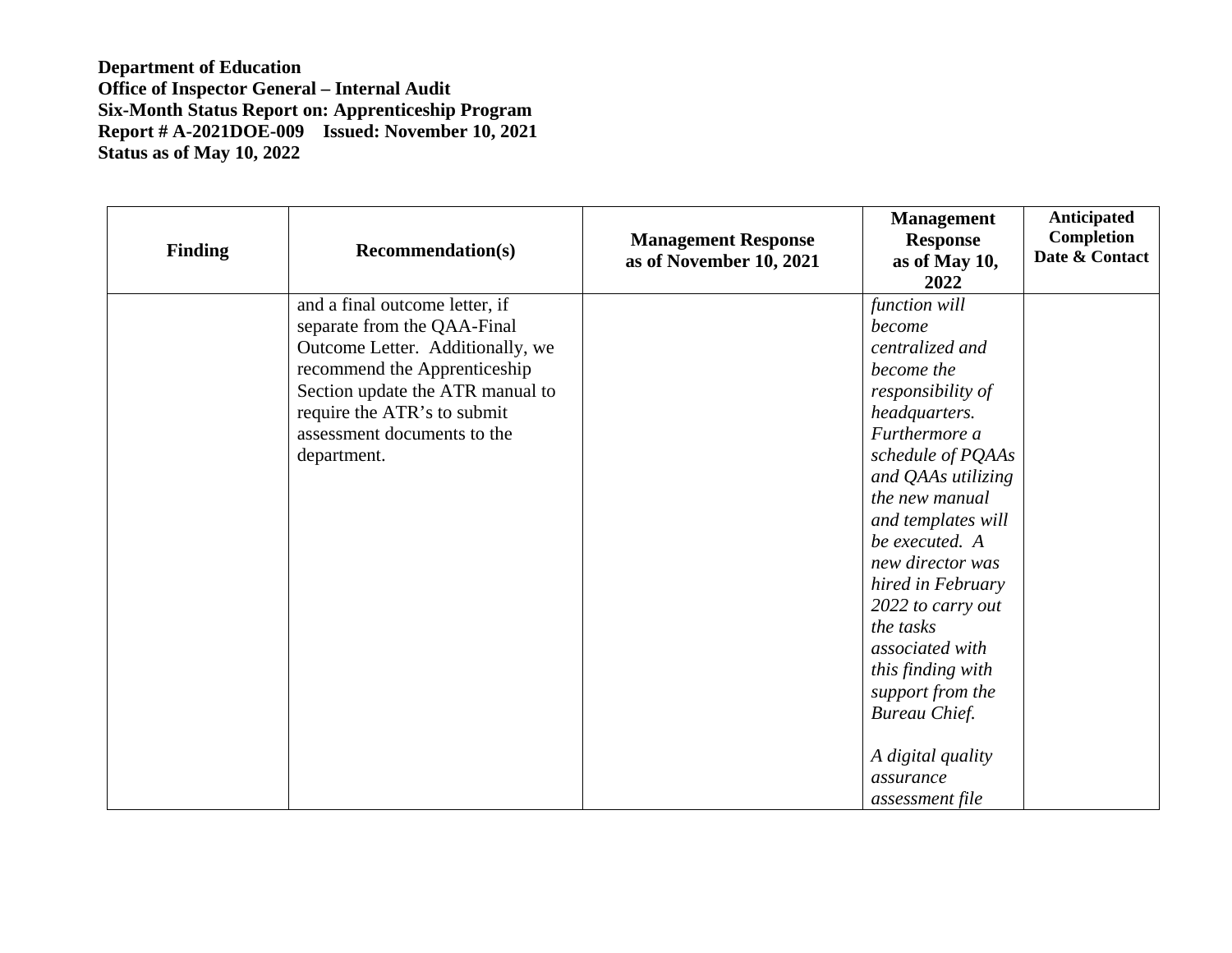**Department of Education**
**Office of Inspector General – Internal Audit**
**Six-Month Status Report on: Apprenticeship Program**
**Report # A-2021DOE-009 Issued: November 10, 2021**
**Status as of May 10, 2022**

| Finding | Recommendation(s) | Management Response as of November 10, 2021 | Management Response as of May 10, 2022 | Anticipated Completion Date & Contact |
|---|---|---|---|---|
| | and a final outcome letter, if separate from the QAA-Final Outcome Letter. Additionally, we recommend the Apprenticeship Section update the ATR manual to require the ATR's to submit assessment documents to the department. | | *function will become centralized and become the responsibility of headquarters. Furthermore a schedule of PQAAs and QAAs utilizing the new manual and templates will be executed. A new director was hired in February 2022 to carry out the tasks associated with this finding with support from the Bureau Chief.*<br><br>*A digital quality assurance assessment file* | |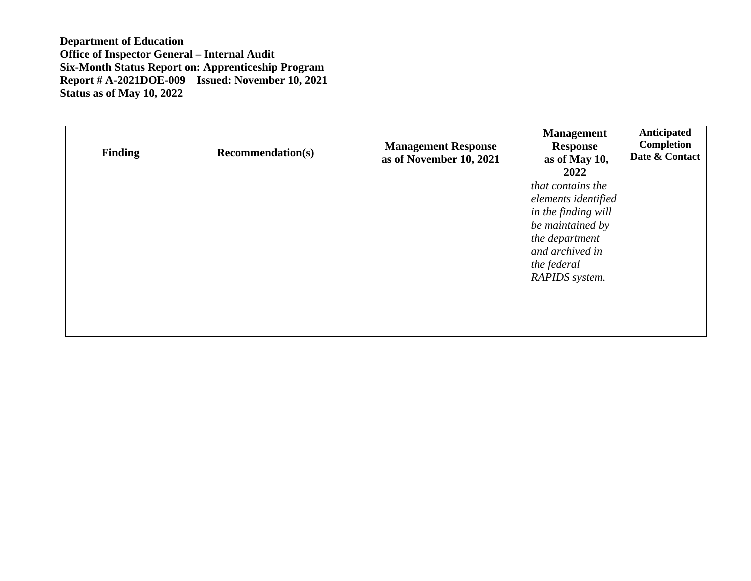**Department of Education**
**Office of Inspector General – Internal Audit**
**Six-Month Status Report on: Apprenticeship Program**
**Report # A-2021DOE-009    Issued: November 10, 2021**
**Status as of May 10, 2022**

| Finding | Recommendation(s) | Management Response as of November 10, 2021 | Management Response as of May 10, 2022 | Anticipated Completion Date & Contact |
|---|---|---|---|---|
| | | | *that contains the elements identified in the finding will be maintained by the department and archived in the federal RAPIDS system.* | |